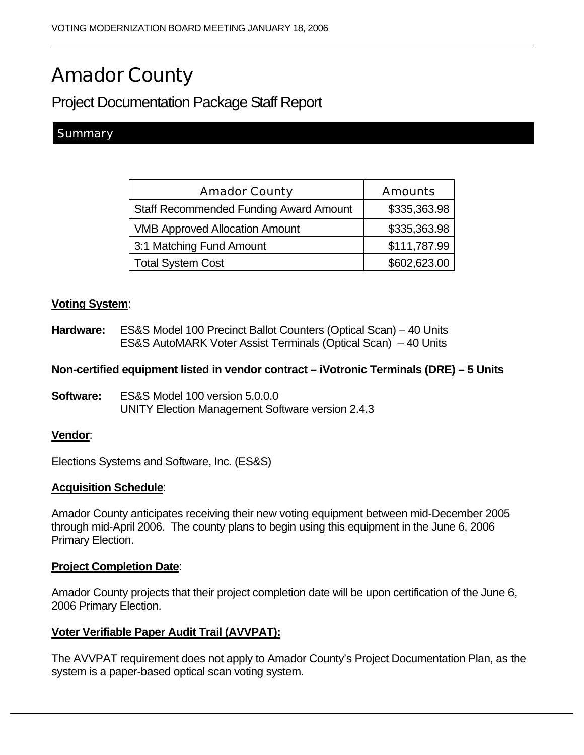# Amador County

## Project Documentation Package Staff Report

### Summary

| Amador County | Amounts |
| --- | --- |
| Staff Recommended Funding Award Amount | $335,363.98 |
| VMB Approved Allocation Amount | $335,363.98 |
| 3:1 Matching Fund Amount | $111,787.99 |
| Total System Cost | $602,623.00 |

**Voting System**:

**Hardware:** ES&S Model 100 Precinct Ballot Counters (Optical Scan) – 40 Units
ES&S AutoMARK Voter Assist Terminals (Optical Scan) – 40 Units

**Non-certified equipment listed in vendor contract – iVotronic Terminals (DRE) – 5 Units**

**Software:** ES&S Model 100 version 5.0.0.0
UNITY Election Management Software version 2.4.3

**Vendor**:

Elections Systems and Software, Inc. (ES&S)

**Acquisition Schedule**:

Amador County anticipates receiving their new voting equipment between mid-December 2005 through mid-April 2006. The county plans to begin using this equipment in the June 6, 2006 Primary Election.

**Project Completion Date**:

Amador County projects that their project completion date will be upon certification of the June 6, 2006 Primary Election.

**Voter Verifiable Paper Audit Trail (AVVPAT):**

The AVVPAT requirement does not apply to Amador County's Project Documentation Plan, as the system is a paper-based optical scan voting system.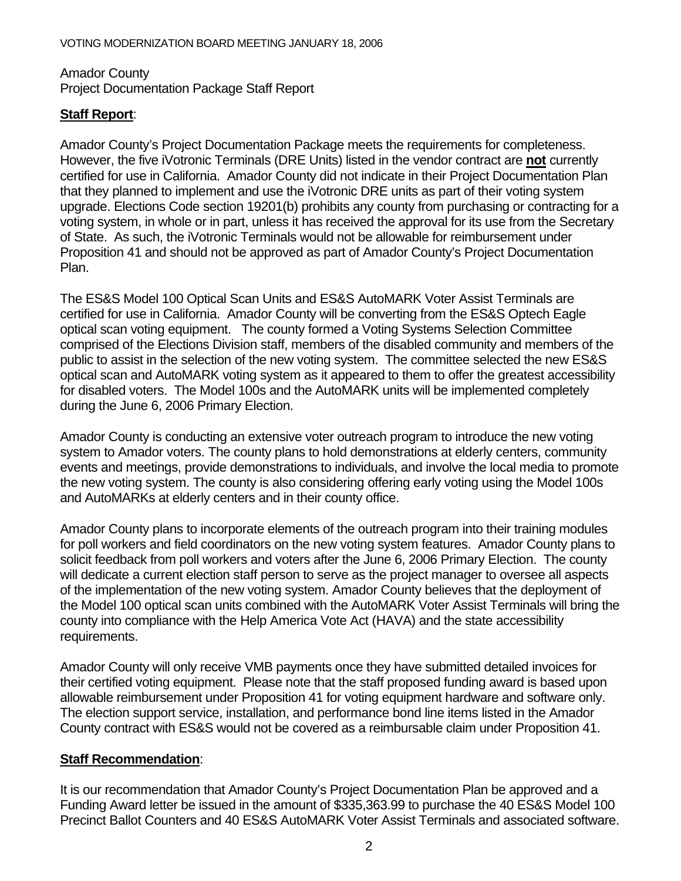Amador County
Project Documentation Package Staff Report

**Staff Report**:

Amador County's Project Documentation Package meets the requirements for completeness. However, the five iVotronic Terminals (DRE Units) listed in the vendor contract are **not** currently certified for use in California. Amador County did not indicate in their Project Documentation Plan that they planned to implement and use the iVotronic DRE units as part of their voting system upgrade. Elections Code section 19201(b) prohibits any county from purchasing or contracting for a voting system, in whole or in part, unless it has received the approval for its use from the Secretary of State. As such, the iVotronic Terminals would not be allowable for reimbursement under Proposition 41 and should not be approved as part of Amador County's Project Documentation Plan.

The ES&S Model 100 Optical Scan Units and ES&S AutoMARK Voter Assist Terminals are certified for use in California. Amador County will be converting from the ES&S Optech Eagle optical scan voting equipment. The county formed a Voting Systems Selection Committee comprised of the Elections Division staff, members of the disabled community and members of the public to assist in the selection of the new voting system. The committee selected the new ES&S optical scan and AutoMARK voting system as it appeared to them to offer the greatest accessibility for disabled voters. The Model 100s and the AutoMARK units will be implemented completely during the June 6, 2006 Primary Election.

Amador County is conducting an extensive voter outreach program to introduce the new voting system to Amador voters. The county plans to hold demonstrations at elderly centers, community events and meetings, provide demonstrations to individuals, and involve the local media to promote the new voting system. The county is also considering offering early voting using the Model 100s and AutoMARKs at elderly centers and in their county office.

Amador County plans to incorporate elements of the outreach program into their training modules for poll workers and field coordinators on the new voting system features. Amador County plans to solicit feedback from poll workers and voters after the June 6, 2006 Primary Election. The county will dedicate a current election staff person to serve as the project manager to oversee all aspects of the implementation of the new voting system. Amador County believes that the deployment of the Model 100 optical scan units combined with the AutoMARK Voter Assist Terminals will bring the county into compliance with the Help America Vote Act (HAVA) and the state accessibility requirements.

Amador County will only receive VMB payments once they have submitted detailed invoices for their certified voting equipment. Please note that the staff proposed funding award is based upon allowable reimbursement under Proposition 41 for voting equipment hardware and software only. The election support service, installation, and performance bond line items listed in the Amador County contract with ES&S would not be covered as a reimbursable claim under Proposition 41.

**Staff Recommendation**:

It is our recommendation that Amador County's Project Documentation Plan be approved and a Funding Award letter be issued in the amount of $335,363.99 to purchase the 40 ES&S Model 100 Precinct Ballot Counters and 40 ES&S AutoMARK Voter Assist Terminals and associated software.